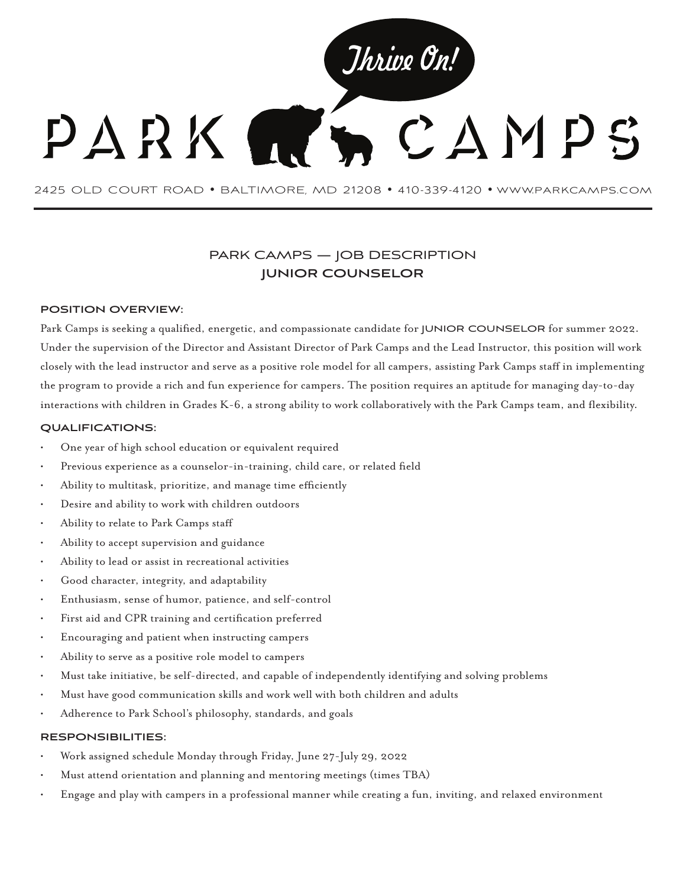# PARK CAMPS

Thrive On!

2425 OLD COURT ROAD • BALTIMORE, MD 21208 • 410-339-4120 • WWW.PARKCAMPS.COM

## PARK CAMPS — JOB DESCRIPTION
## JUNIOR COUNSELOR

### POSITION OVERVIEW:

Park Camps is seeking a qualified, energetic, and compassionate candidate for **JUNIOR COUNSELOR** for summer 2022. Under the supervision of the Director and Assistant Director of Park Camps and the Lead Instructor, this position will work closely with the lead instructor and serve as a positive role model for all campers, assisting Park Camps staff in implementing the program to provide a rich and fun experience for campers. The position requires an aptitude for managing day-to-day interactions with children in Grades K-6, a strong ability to work collaboratively with the Park Camps team, and flexibility.

### QUALIFICATIONS:

- One year of high school education or equivalent required
- Previous experience as a counselor-in-training, child care, or related field
- Ability to multitask, prioritize, and manage time efficiently
- Desire and ability to work with children outdoors
- Ability to relate to Park Camps staff
- Ability to accept supervision and guidance
- Ability to lead or assist in recreational activities
- Good character, integrity, and adaptability
- Enthusiasm, sense of humor, patience, and self-control
- First aid and CPR training and certification preferred
- Encouraging and patient when instructing campers
- Ability to serve as a positive role model to campers
- Must take initiative, be self-directed, and capable of independently identifying and solving problems
- Must have good communication skills and work well with both children and adults
- Adherence to Park School's philosophy, standards, and goals

### RESPONSIBILITIES:

- Work assigned schedule Monday through Friday, June 27-July 29, 2022
- Must attend orientation and planning and mentoring meetings (times TBA)
- Engage and play with campers in a professional manner while creating a fun, inviting, and relaxed environment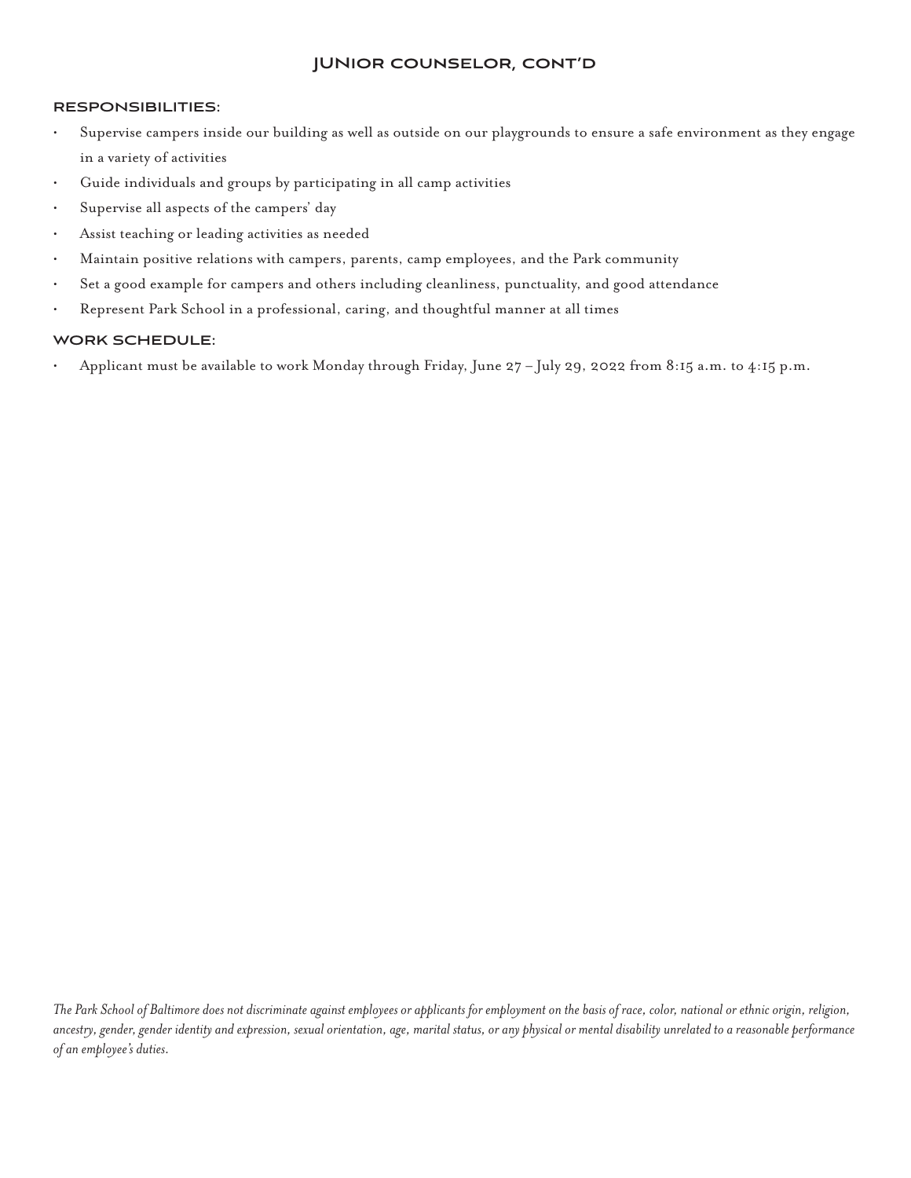## JUNior counselor, cont'd

### RESPONSIBILITIES:

- Supervise campers inside our building as well as outside on our playgrounds to ensure a safe environment as they engage in a variety of activities
- Guide individuals and groups by participating in all camp activities
- Supervise all aspects of the campers' day
- Assist teaching or leading activities as needed
- Maintain positive relations with campers, parents, camp employees, and the Park community
- Set a good example for campers and others including cleanliness, punctuality, and good attendance
- Represent Park School in a professional, caring, and thoughtful manner at all times

### WORK SCHEDULE:

- Applicant must be available to work Monday through Friday, June 27 – July 29, 2022 from 8:15 a.m. to 4:15 p.m.

*The Park School of Baltimore does not discriminate against employees or applicants for employment on the basis of race, color, national or ethnic origin, religion, ancestry, gender, gender identity and expression, sexual orientation, age, marital status, or any physical or mental disability unrelated to a reasonable performance of an employee's duties.*